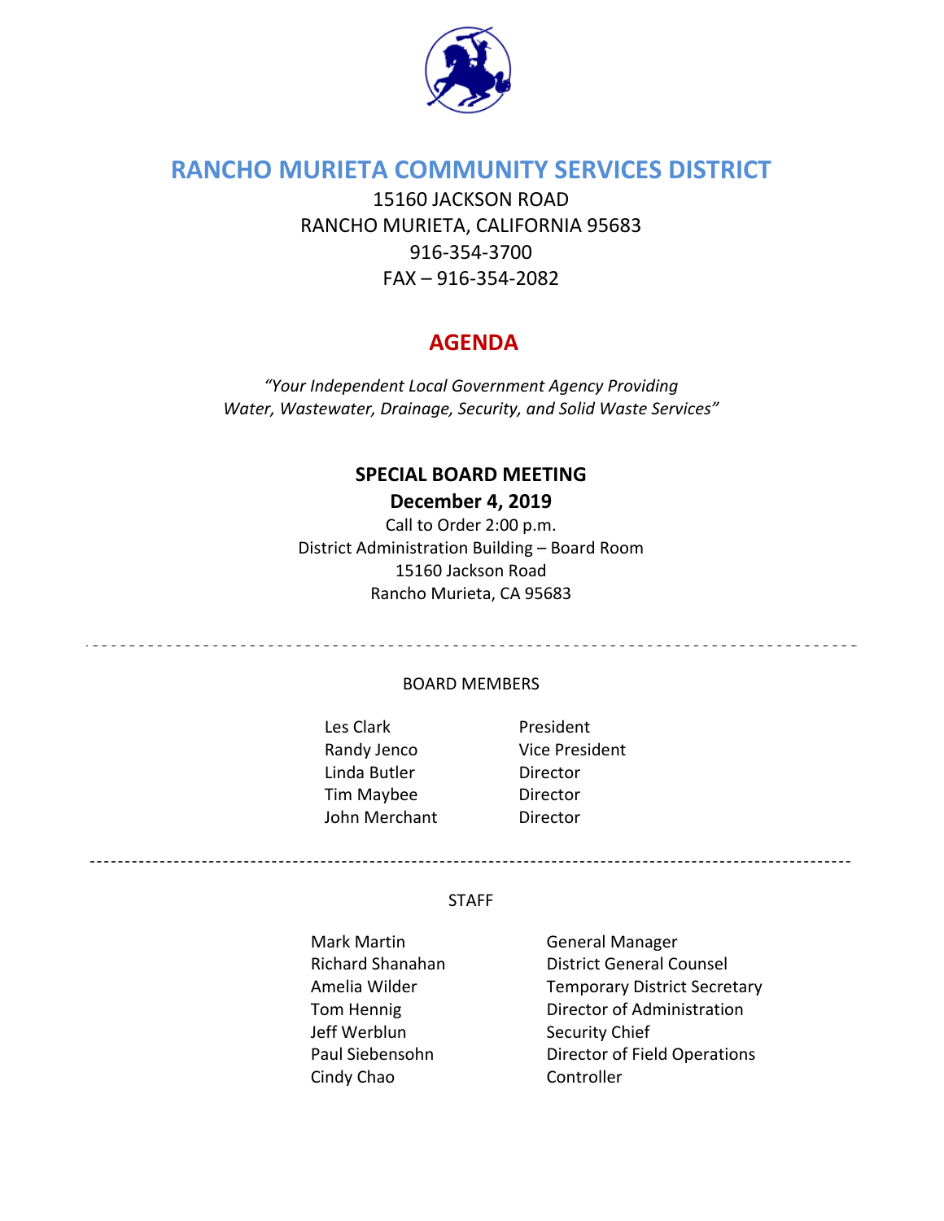# RANCHO MURIETA COMMUNITY SERVICES DISTRICT

15160 JACKSON ROAD
RANCHO MURIETA, CALIFORNIA 95683
916-354-3700
FAX – 916-354-2082

## AGENDA

*"Your Independent Local Government Agency Providing Water, Wastewater, Drainage, Security, and Solid Waste Services"*

### SPECIAL BOARD MEETING

**December 4, 2019**

Call to Order 2:00 p.m.
District Administration Building – Board Room
15160 Jackson Road
Rancho Murieta, CA 95683

---

BOARD MEMBERS

| | |
|---|---|
| Les Clark | President |
| Randy Jenco | Vice President |
| Linda Butler | Director |
| Tim Maybee | Director |
| John Merchant | Director |

---

STAFF

| | |
|---|---|
| Mark Martin | General Manager |
| Richard Shanahan | District General Counsel |
| Amelia Wilder | Temporary District Secretary |
| Tom Hennig | Director of Administration |
| Jeff Werblun | Security Chief |
| Paul Siebensohn | Director of Field Operations |
| Cindy Chao | Controller |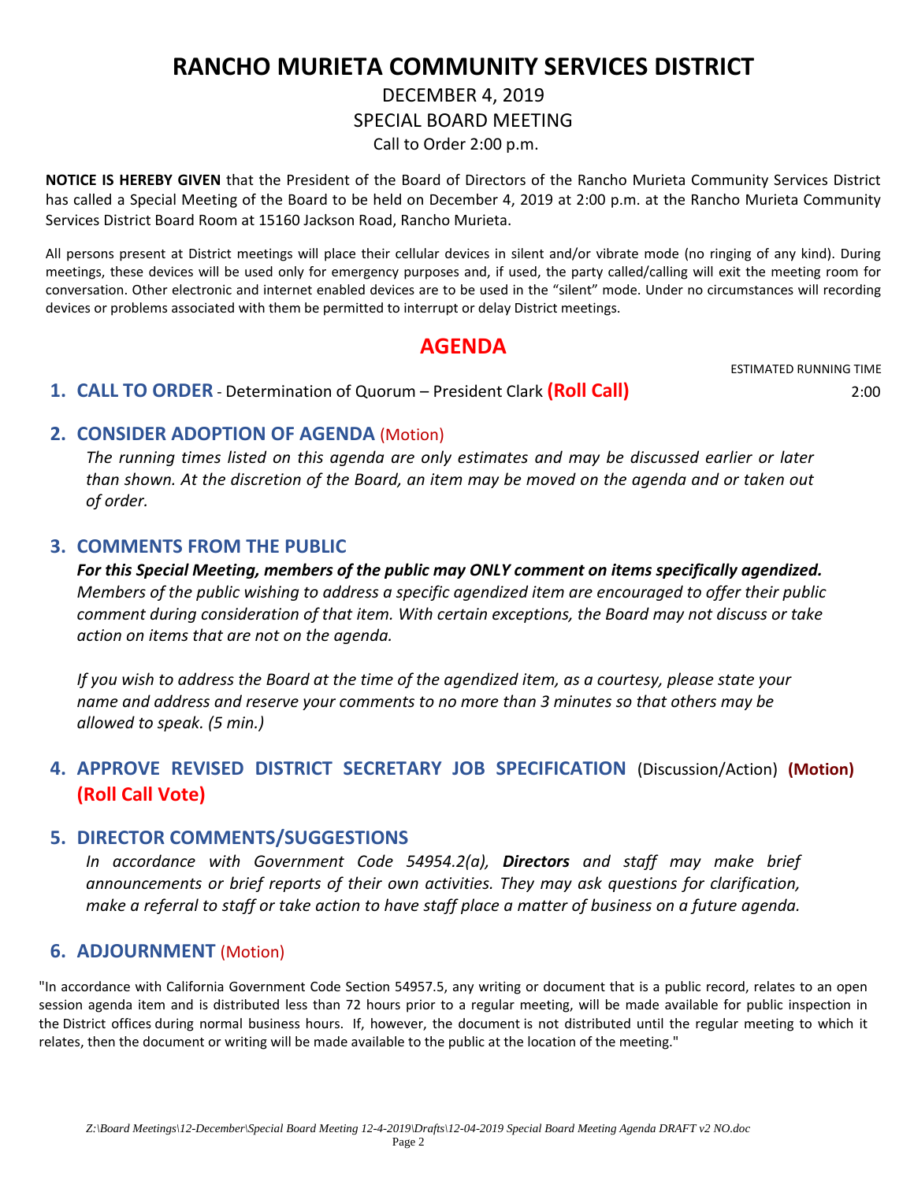# RANCHO MURIETA COMMUNITY SERVICES DISTRICT

DECEMBER 4, 2019

SPECIAL BOARD MEETING

Call to Order 2:00 p.m.

**NOTICE IS HEREBY GIVEN** that the President of the Board of Directors of the Rancho Murieta Community Services District has called a Special Meeting of the Board to be held on December 4, 2019 at 2:00 p.m. at the Rancho Murieta Community Services District Board Room at 15160 Jackson Road, Rancho Murieta.

All persons present at District meetings will place their cellular devices in silent and/or vibrate mode (no ringing of any kind). During meetings, these devices will be used only for emergency purposes and, if used, the party called/calling will exit the meeting room for conversation. Other electronic and internet enabled devices are to be used in the "silent" mode. Under no circumstances will recording devices or problems associated with them be permitted to interrupt or delay District meetings.

## AGENDA

ESTIMATED RUNNING TIME

1. **CALL TO ORDER** - Determination of Quorum – President Clark **(Roll Call)** 2:00

2. **CONSIDER ADOPTION OF AGENDA** (Motion)

   *The running times listed on this agenda are only estimates and may be discussed earlier or later than shown. At the discretion of the Board, an item may be moved on the agenda and or taken out of order.*

3. **COMMENTS FROM THE PUBLIC**

   ***For this Special Meeting, members of the public may ONLY comment on items specifically agendized.*** *Members of the public wishing to address a specific agendized item are encouraged to offer their public comment during consideration of that item. With certain exceptions, the Board may not discuss or take action on items that are not on the agenda.*

   *If you wish to address the Board at the time of the agendized item, as a courtesy, please state your name and address and reserve your comments to no more than 3 minutes so that others may be allowed to speak. (5 min.)*

4. **APPROVE REVISED DISTRICT SECRETARY JOB SPECIFICATION** (Discussion/Action) **(Motion) (Roll Call Vote)**

5. **DIRECTOR COMMENTS/SUGGESTIONS**

   *In accordance with Government Code 54954.2(a), **Directors** and staff may make brief announcements or brief reports of their own activities. They may ask questions for clarification, make a referral to staff or take action to have staff place a matter of business on a future agenda.*

6. **ADJOURNMENT** (Motion)

"In accordance with California Government Code Section 54957.5, any writing or document that is a public record, relates to an open session agenda item and is distributed less than 72 hours prior to a regular meeting, will be made available for public inspection in the District offices during normal business hours. If, however, the document is not distributed until the regular meeting to which it relates, then the document or writing will be made available to the public at the location of the meeting."

*Z:\Board Meetings\12-December\Special Board Meeting 12-4-2019\Drafts\12-04-2019 Special Board Meeting Agenda DRAFT v2 NO.doc*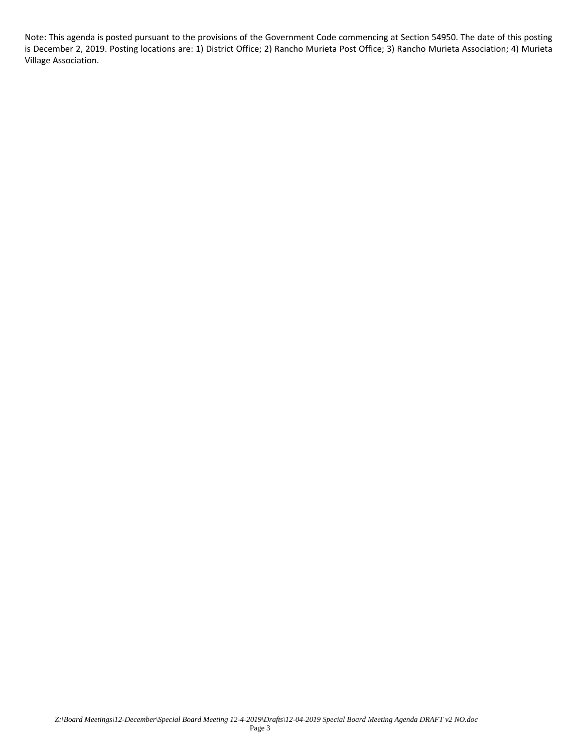Note: This agenda is posted pursuant to the provisions of the Government Code commencing at Section 54950. The date of this posting is December 2, 2019. Posting locations are: 1) District Office; 2) Rancho Murieta Post Office; 3) Rancho Murieta Association; 4) Murieta Village Association.